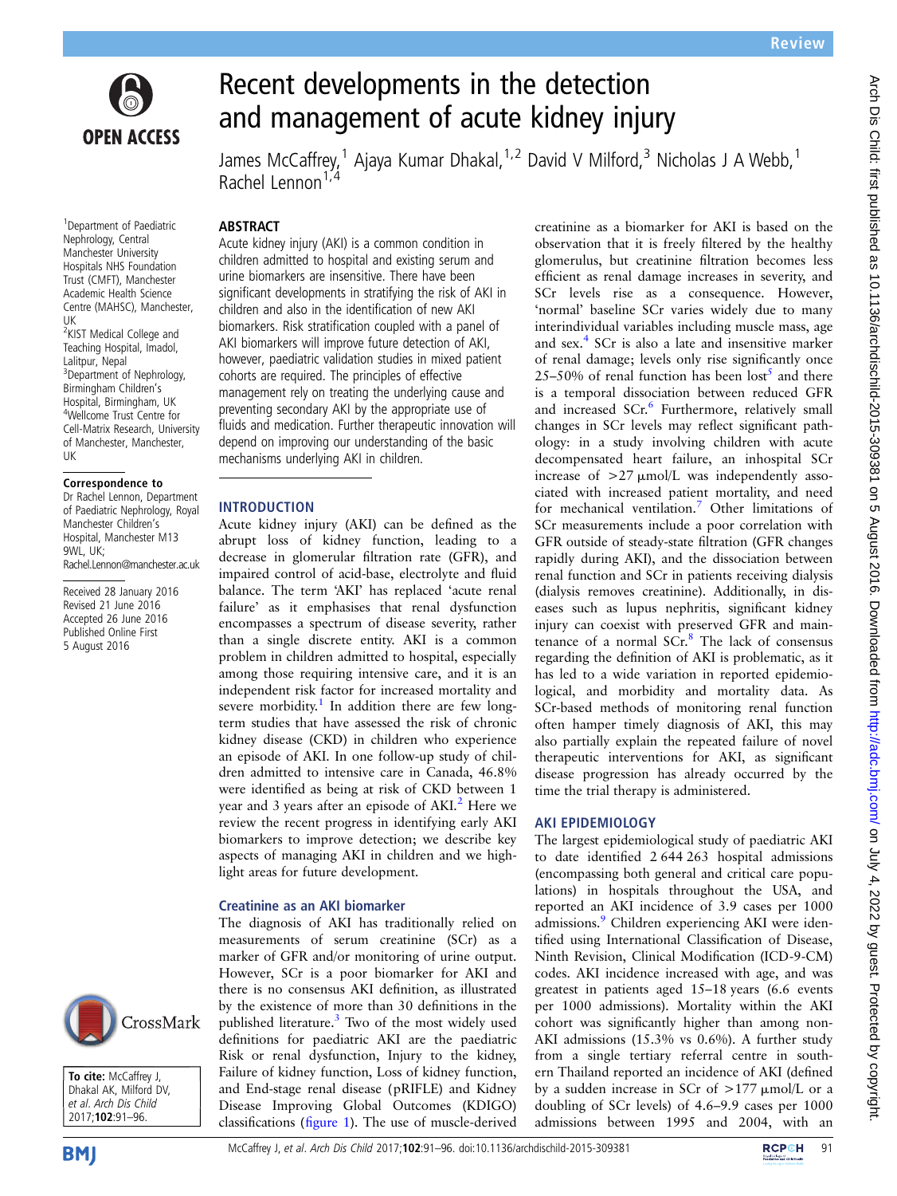# Recent developments in the detection and management of acute kidney injury

James McCaffrey,[1] Ajaya Kumar Dhakal,[1,2] David V Milford,[3] Nicholas J A Webb,[1] Rachel Lennon[1,4]

[1]Department of Paediatric Nephrology, Central Manchester University Hospitals NHS Foundation Trust (CMFT), Manchester Academic Health Science Centre (MAHSC), Manchester, UK
[2]KIST Medical College and Teaching Hospital, Imadol, Lalitpur, Nepal
[3]Department of Nephrology, Birmingham Children's Hospital, Birmingham, UK
[4]Wellcome Trust Centre for Cell-Matrix Research, University of Manchester, Manchester, UK

**Correspondence to** Dr Rachel Lennon, Department of Paediatric Nephrology, Royal Manchester Children's Hospital, Manchester M13 9WL, UK; Rachel.Lennon@manchester.ac.uk

Received 28 January 2016
Revised 21 June 2016
Accepted 26 June 2016
Published Online First 5 August 2016

**To cite:** McCaffrey J, Dhakal AK, Milford DV, *et al. Arch Dis Child* 2017;**102**:91–96.

## ABSTRACT

Acute kidney injury (AKI) is a common condition in children admitted to hospital and existing serum and urine biomarkers are insensitive. There have been significant developments in stratifying the risk of AKI in children and also in the identification of new AKI biomarkers. Risk stratification coupled with a panel of AKI biomarkers will improve future detection of AKI, however, paediatric validation studies in mixed patient cohorts are required. The principles of effective management rely on treating the underlying cause and preventing secondary AKI by the appropriate use of fluids and medication. Further therapeutic innovation will depend on improving our understanding of the basic mechanisms underlying AKI in children.

## INTRODUCTION

Acute kidney injury (AKI) can be defined as the abrupt loss of kidney function, leading to a decrease in glomerular filtration rate (GFR), and impaired control of acid-base, electrolyte and fluid balance. The term 'AKI' has replaced 'acute renal failure' as it emphasises that renal dysfunction encompasses a spectrum of disease severity, rather than a single discrete entity. AKI is a common problem in children admitted to hospital, especially among those requiring intensive care, and it is an independent risk factor for increased mortality and severe morbidity.[1] In addition there are few long-term studies that have assessed the risk of chronic kidney disease (CKD) in children who experience an episode of AKI. In one follow-up study of children admitted to intensive care in Canada, 46.8% were identified as being at risk of CKD between 1 year and 3 years after an episode of AKI.[2] Here we review the recent progress in identifying early AKI biomarkers to improve detection; we describe key aspects of managing AKI in children and we highlight areas for future development.

### Creatinine as an AKI biomarker

The diagnosis of AKI has traditionally relied on measurements of serum creatinine (SCr) as a marker of GFR and/or monitoring of urine output. However, SCr is a poor biomarker for AKI and there is no consensus AKI definition, as illustrated by the existence of more than 30 definitions in the published literature.[3] Two of the most widely used definitions for paediatric AKI are the paediatric Risk or renal dysfunction, Injury to the kidney, Failure of kidney function, Loss of kidney function, and End-stage renal disease (pRIFLE) and Kidney Disease Improving Global Outcomes (KDIGO) classifications (figure 1). The use of muscle-derived creatinine as a biomarker for AKI is based on the observation that it is freely filtered by the healthy glomerulus, but creatinine filtration becomes less efficient as renal damage increases in severity, and SCr levels rise as a consequence. However, 'normal' baseline SCr varies widely due to many interindividual variables including muscle mass, age and sex.[4] SCr is also a late and insensitive marker of renal damage; levels only rise significantly once 25–50% of renal function has been lost[5] and there is a temporal dissociation between reduced GFR and increased SCr.[6] Furthermore, relatively small changes in SCr levels may reflect significant pathology: in a study involving children with acute decompensated heart failure, an inhospital SCr increase of >27 μmol/L was independently associated with increased patient mortality, and need for mechanical ventilation.[7] Other limitations of SCr measurements include a poor correlation with GFR outside of steady-state filtration (GFR changes rapidly during AKI), and the dissociation between renal function and SCr in patients receiving dialysis (dialysis removes creatinine). Additionally, in diseases such as lupus nephritis, significant kidney injury can coexist with preserved GFR and maintenance of a normal SCr.[8] The lack of consensus regarding the definition of AKI is problematic, as it has led to a wide variation in reported epidemiological, and morbidity and mortality data. As SCr-based methods of monitoring renal function often hamper timely diagnosis of AKI, this may also partially explain the repeated failure of novel therapeutic interventions for AKI, as significant disease progression has already occurred by the time the trial therapy is administered.

## AKI EPIDEMIOLOGY

The largest epidemiological study of paediatric AKI to date identified 2 644 263 hospital admissions (encompassing both general and critical care populations) in hospitals throughout the USA, and reported an AKI incidence of 3.9 cases per 1000 admissions.[9] Children experiencing AKI were identified using International Classification of Disease, Ninth Revision, Clinical Modification (ICD-9-CM) codes. AKI incidence increased with age, and was greatest in patients aged 15–18 years (6.6 events per 1000 admissions). Mortality within the AKI cohort was significantly higher than among non-AKI admissions (15.3% vs 0.6%). A further study from a single tertiary referral centre in southern Thailand reported an incidence of AKI (defined by a sudden increase in SCr of >177 μmol/L or a doubling of SCr levels) of 4.6–9.9 cases per 1000 admissions between 1995 and 2004, with an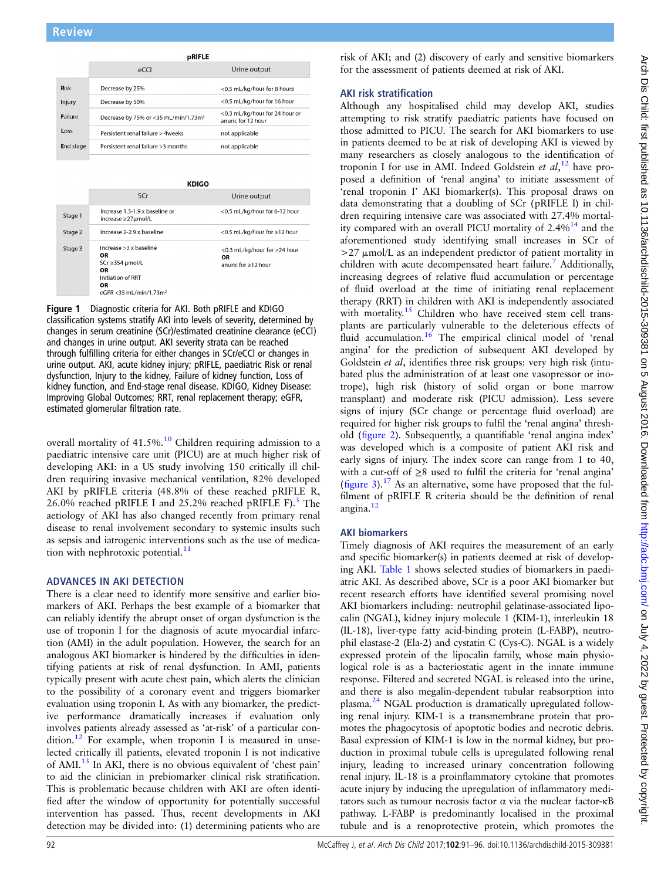**pRIFLE**

| | eCCl | Urine output |
|---|---|---|
| Risk | Decrease by 25% | <0.5 mL/kg/hour for 8 hours |
| Injury | Decrease by 50% | <0.5 mL/kg/hour for 16 hour |
| Failure | Decrease by 75% or <35 mL/min/1.73m² | <0.3 mL/kg/hour for 24 hour or anuric for 12 hour |
| Loss | Persistent renal failure > 4weeks | not applicable |
| End stage | Persistent renal failure >3 months | not applicable |

**KDIGO**

| | SCr | Urine output |
|---|---|---|
| Stage 1 | Increase 1.5-1.9 x baseline or increase ≥27μmol/L | <0.5 mL/kg/hour for 6-12 hour |
| Stage 2 | Increase 2-2.9 x baseline | <0.5 mL/kg/hour for ≥12 hour |
| Stage 3 | Increase >3 x baseline **OR** SCr ≥354 μmol/L **OR** Initiation of RRT **OR** eGFR <35 mL/min/1.73m² | <0.3 mL/kg/hour for ≥24 hour **OR** anuric for ≥12 hour |

**Figure 1** Diagnostic criteria for AKI. Both pRIFLE and KDIGO classification systems stratify AKI into levels of severity, determined by changes in serum creatinine (SCr)/estimated creatinine clearance (eCCl) and changes in urine output. AKI severity strata can be reached through fulfilling criteria for either changes in SCr/eCCl or changes in urine output. AKI, acute kidney injury; pRIFLE, paediatric Risk or renal dysfunction, Injury to the kidney, Failure of kidney function, Loss of kidney function, and End-stage renal disease. KDIGO, Kidney Disease: Improving Global Outcomes; RRT, renal replacement therapy; eGFR, estimated glomerular filtration rate.

overall mortality of 41.5%.[10] Children requiring admission to a paediatric intensive care unit (PICU) are at much higher risk of developing AKI: in a US study involving 150 critically ill children requiring invasive mechanical ventilation, 82% developed AKI by pRIFLE criteria (48.8% of these reached pRIFLE R, 26.0% reached pRIFLE I and 25.2% reached pRIFLE F).[3] The aetiology of AKI has also changed recently from primary renal disease to renal involvement secondary to systemic insults such as sepsis and iatrogenic interventions such as the use of medication with nephrotoxic potential.[11]

## ADVANCES IN AKI DETECTION

There is a clear need to identify more sensitive and earlier biomarkers of AKI. Perhaps the best example of a biomarker that can reliably identify the abrupt onset of organ dysfunction is the use of troponin I for the diagnosis of acute myocardial infarction (AMI) in the adult population. However, the search for an analogous AKI biomarker is hindered by the difficulties in identifying patients at risk of renal dysfunction. In AMI, patients typically present with acute chest pain, which alerts the clinician to the possibility of a coronary event and triggers biomarker evaluation using troponin I. As with any biomarker, the predictive performance dramatically increases if evaluation only involves patients already assessed as 'at-risk' of a particular condition.[12] For example, when troponin I is measured in unselected critically ill patients, elevated troponin I is not indicative of AMI.[13] In AKI, there is no obvious equivalent of 'chest pain' to aid the clinician in prebiomarker clinical risk stratification. This is problematic because children with AKI are often identified after the window of opportunity for potentially successful intervention has passed. Thus, recent developments in AKI detection may be divided into: (1) determining patients who are risk of AKI; and (2) discovery of early and sensitive biomarkers for the assessment of patients deemed at risk of AKI.

### AKI risk stratification

Although any hospitalised child may develop AKI, studies attempting to risk stratify paediatric patients have focused on those admitted to PICU. The search for AKI biomarkers to use in patients deemed to be at risk of developing AKI is viewed by many researchers as closely analogous to the identification of troponin I for use in AMI. Indeed Goldstein *et al*,[12] have proposed a definition of 'renal angina' to initiate assessment of 'renal troponin I' AKI biomarker(s). This proposal draws on data demonstrating that a doubling of SCr (pRIFLE I) in children requiring intensive care was associated with 27.4% mortality compared with an overall PICU mortality of 2.4%[14] and the aforementioned study identifying small increases in SCr of >27 μmol/L as an independent predictor of patient mortality in children with acute decompensated heart failure.[7] Additionally, increasing degrees of relative fluid accumulation or percentage of fluid overload at the time of initiating renal replacement therapy (RRT) in children with AKI is independently associated with mortality.[15] Children who have received stem cell transplants are particularly vulnerable to the deleterious effects of fluid accumulation.[16] The empirical clinical model of 'renal angina' for the prediction of subsequent AKI developed by Goldstein *et al*, identifies three risk groups: very high risk (intubated plus the administration of at least one vasopressor or inotrope), high risk (history of solid organ or bone marrow transplant) and moderate risk (PICU admission). Less severe signs of injury (SCr change or percentage fluid overload) are required for higher risk groups to fulfil the 'renal angina' threshold (figure 2). Subsequently, a quantifiable 'renal angina index' was developed which is a composite of patient AKI risk and early signs of injury. The index score can range from 1 to 40, with a cut-off of ≥8 used to fulfil the criteria for 'renal angina' (figure 3).[17] As an alternative, some have proposed that the fulfilment of pRIFLE R criteria should be the definition of renal angina.[12]

### AKI biomarkers

Timely diagnosis of AKI requires the measurement of an early and specific biomarker(s) in patients deemed at risk of developing AKI. Table 1 shows selected studies of biomarkers in paediatric AKI. As described above, SCr is a poor AKI biomarker but recent research efforts have identified several promising novel AKI biomarkers including: neutrophil gelatinase-associated lipocalin (NGAL), kidney injury molecule 1 (KIM-1), interleukin 18 (IL-18), liver-type fatty acid-binding protein (L-FABP), neutrophil elastase-2 (Ela-2) and cystatin C (Cys-C). NGAL is a widely expressed protein of the lipocalin family, whose main physiological role is as a bacteriostatic agent in the innate immune response. Filtered and secreted NGAL is released into the urine, and there is also megalin-dependent tubular reabsorption into plasma.[24] NGAL production is dramatically upregulated following renal injury. KIM-1 is a transmembrane protein that promotes the phagocytosis of apoptotic bodies and necrotic debris. Basal expression of KIM-1 is low in the normal kidney, but production in proximal tubule cells is upregulated following renal injury, leading to increased urinary concentration following renal injury. IL-18 is a proinflammatory cytokine that promotes acute injury by inducing the upregulation of inflammatory mediators such as tumour necrosis factor α via the nuclear factor-κB pathway. L-FABP is predominantly localised in the proximal tubule and is a renoprotective protein, which promotes the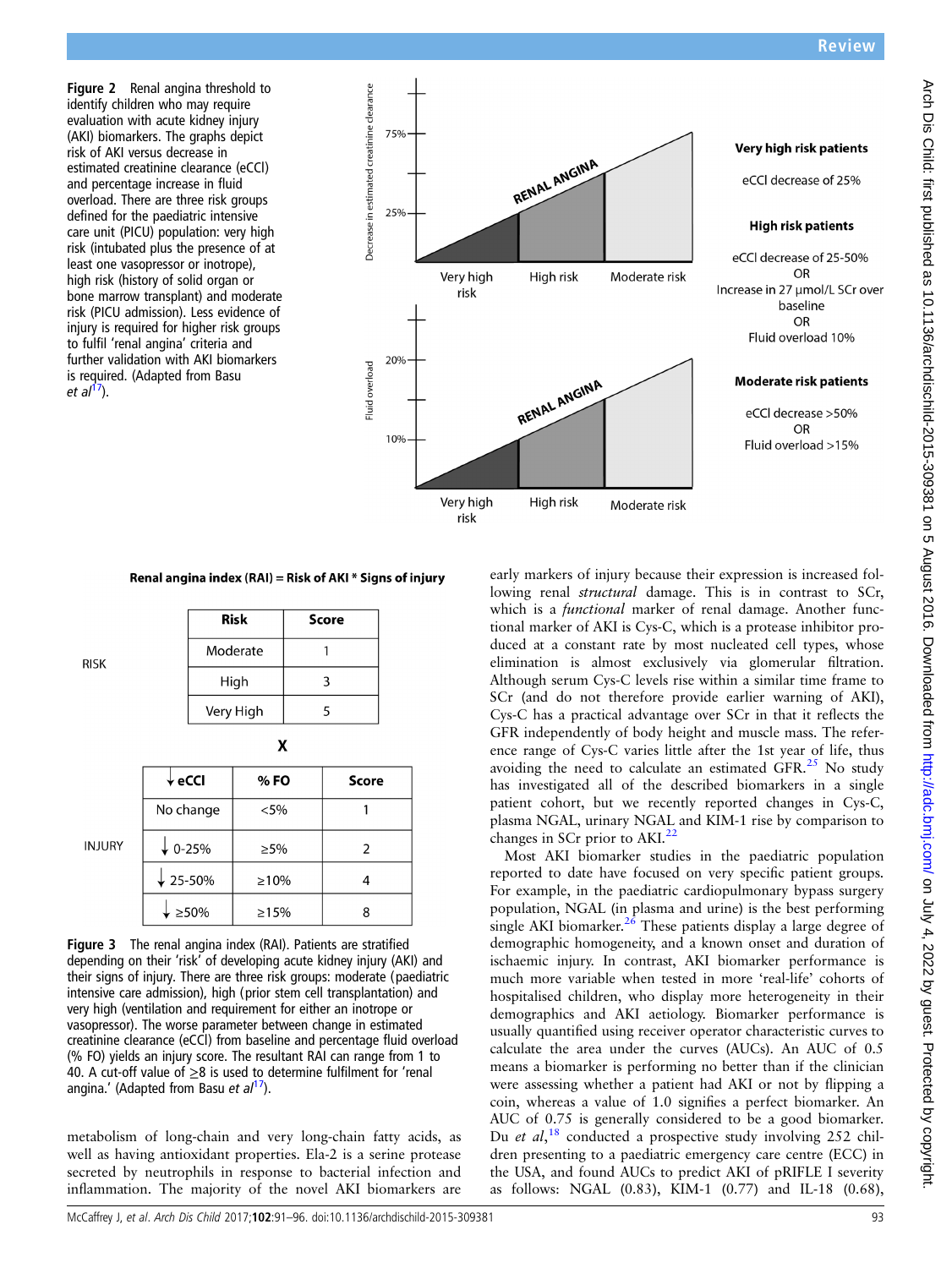**Figure 2** Renal angina threshold to identify children who may require evaluation with acute kidney injury (AKI) biomarkers. The graphs depict risk of AKI versus decrease in estimated creatinine clearance (eCCl) and percentage increase in fluid overload. There are three risk groups defined for the paediatric intensive care unit (PICU) population: very high risk (intubated plus the presence of at least one vasopressor or inotrope), high risk (history of solid organ or bone marrow transplant) and moderate risk (PICU admission). Less evidence of injury is required for higher risk groups to fulfil 'renal angina' criteria and further validation with AKI biomarkers is required. (Adapted from Basu *et al*[17]).

Very high risk patients

eCCl decrease of 25%

High risk patients

eCCl decrease of 25-50%
OR
Increase in 27 µmol/L SCr over baseline
OR
Fluid overload 10%

Moderate risk patients

eCCl decrease >50%
OR
Fluid overload >15%

**Renal angina index (RAI) = Risk of AKI * Signs of injury**

RISK

| Risk | Score |
|---|---|
| Moderate | 1 |
| High | 3 |
| Very High | 5 |

**X**

INJURY

| ↓eCCl | % FO | Score |
|---|---|---|
| No change | <5% | 1 |
| ↓ 0-25% | ≥5% | 2 |
| ↓ 25-50% | ≥10% | 4 |
| ↓ ≥50% | ≥15% | 8 |

**Figure 3** The renal angina index (RAI). Patients are stratified depending on their 'risk' of developing acute kidney injury (AKI) and their signs of injury. There are three risk groups: moderate (paediatric intensive care admission), high (prior stem cell transplantation) and very high (ventilation and requirement for either an inotrope or vasopressor). The worse parameter between change in estimated creatinine clearance (eCCl) from baseline and percentage fluid overload (% FO) yields an injury score. The resultant RAI can range from 1 to 40. A cut-off value of ≥8 is used to determine fulfilment for 'renal angina.' (Adapted from Basu *et al*[17]).

metabolism of long-chain and very long-chain fatty acids, as well as having antioxidant properties. Ela-2 is a serine protease secreted by neutrophils in response to bacterial infection and inflammation. The majority of the novel AKI biomarkers are early markers of injury because their expression is increased following renal *structural* damage. This is in contrast to SCr, which is a *functional* marker of renal damage. Another functional marker of AKI is Cys-C, which is a protease inhibitor produced at a constant rate by most nucleated cell types, whose elimination is almost exclusively via glomerular filtration. Although serum Cys-C levels rise within a similar time frame to SCr (and do not therefore provide earlier warning of AKI), Cys-C has a practical advantage over SCr in that it reflects the GFR independently of body height and muscle mass. The reference range of Cys-C varies little after the 1st year of life, thus avoiding the need to calculate an estimated GFR.[25] No study has investigated all of the described biomarkers in a single patient cohort, but we recently reported changes in Cys-C, plasma NGAL, urinary NGAL and KIM-1 rise by comparison to changes in SCr prior to AKI.[22]

Most AKI biomarker studies in the paediatric population reported to date have focused on very specific patient groups. For example, in the paediatric cardiopulmonary bypass surgery population, NGAL (in plasma and urine) is the best performing single AKI biomarker.[26] These patients display a large degree of demographic homogeneity, and a known onset and duration of ischaemic injury. In contrast, AKI biomarker performance is much more variable when tested in more 'real-life' cohorts of hospitalised children, who display more heterogeneity in their demographics and AKI aetiology. Biomarker performance is usually quantified using receiver operator characteristic curves to calculate the area under the curves (AUCs). An AUC of 0.5 means a biomarker is performing no better than if the clinician were assessing whether a patient had AKI or not by flipping a coin, whereas a value of 1.0 signifies a perfect biomarker. An AUC of 0.75 is generally considered to be a good biomarker. Du *et al*,[18] conducted a prospective study involving 252 children presenting to a paediatric emergency care centre (ECC) in the USA, and found AUCs to predict AKI of pRIFLE I severity as follows: NGAL (0.83), KIM-1 (0.77) and IL-18 (0.68),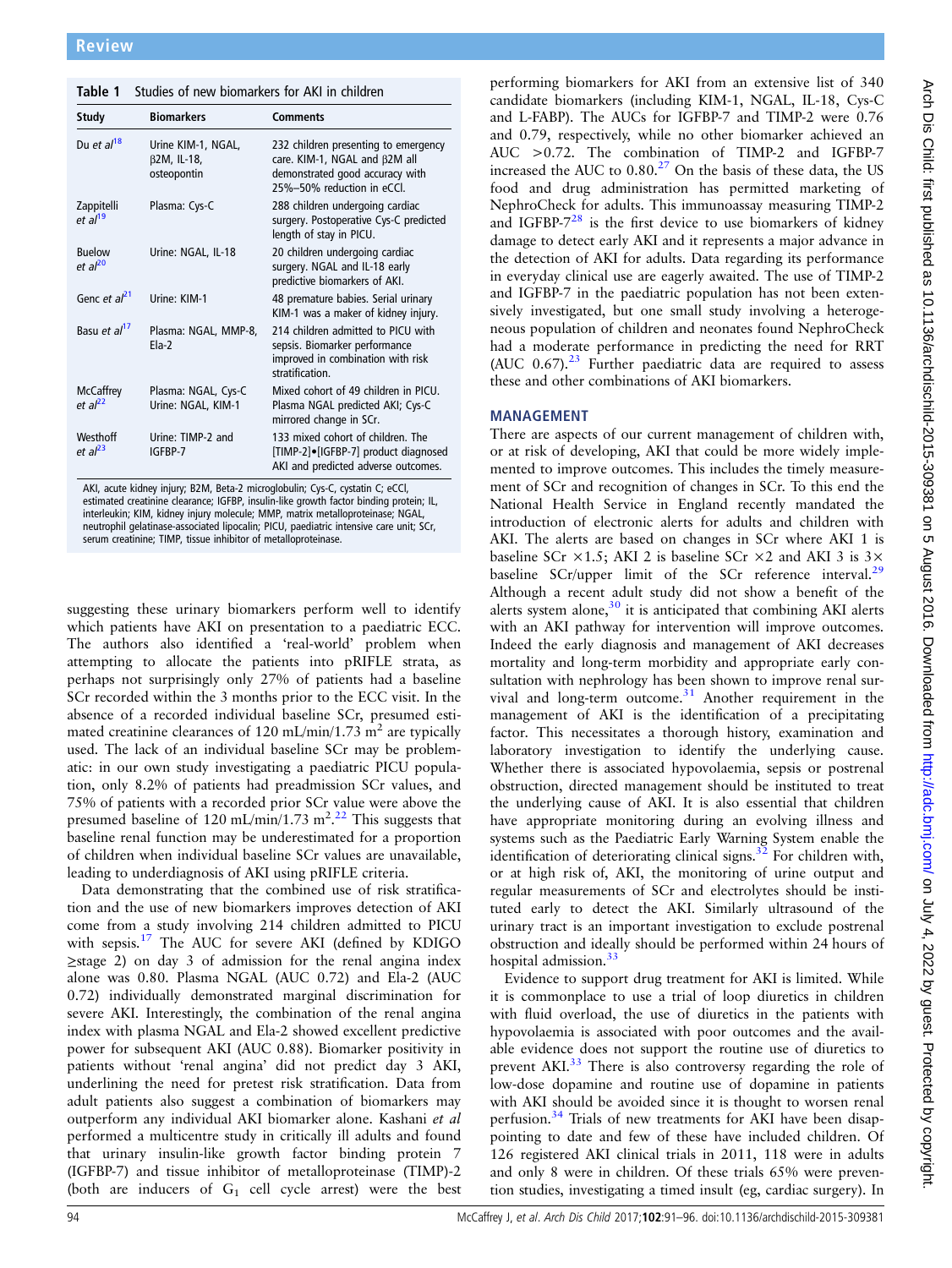**Table 1** Studies of new biomarkers for AKI in children

| Study | Biomarkers | Comments |
|---|---|---|
| Du *et al*[18] | Urine KIM-1, NGAL, β2M, IL-18, osteopontin | 232 children presenting to emergency care. KIM-1, NGAL and β2M all demonstrated good accuracy with 25%–50% reduction in eCCl. |
| Zappitelli *et al*[19] | Plasma: Cys-C | 288 children undergoing cardiac surgery. Postoperative Cys-C predicted length of stay in PICU. |
| Buelow *et al*[20] | Urine: NGAL, IL-18 | 20 children undergoing cardiac surgery. NGAL and IL-18 early predictive biomarkers of AKI. |
| Genc *et al*[21] | Urine: KIM-1 | 48 premature babies. Serial urinary KIM-1 was a maker of kidney injury. |
| Basu *et al*[17] | Plasma: NGAL, MMP-8, Ela-2 | 214 children admitted to PICU with sepsis. Biomarker performance improved in combination with risk stratification. |
| McCaffrey *et al*[22] | Plasma: NGAL, Cys-C Urine: NGAL, KIM-1 | Mixed cohort of 49 children in PICU. Plasma NGAL predicted AKI; Cys-C mirrored change in SCr. |
| Westhoff *et al*[23] | Urine: TIMP-2 and IGFBP-7 | 133 mixed cohort of children. The [TIMP-2]•[IGFBP-7] product diagnosed AKI and predicted adverse outcomes. |

AKI, acute kidney injury; B2M, Beta-2 microglobulin; Cys-C, cystatin C; eCCl, estimated creatinine clearance; IGFBP, insulin-like growth factor binding protein; IL, interleukin; KIM, kidney injury molecule; MMP, matrix metalloproteinase; NGAL, neutrophil gelatinase-associated lipocalin; PICU, paediatric intensive care unit; SCr, serum creatinine; TIMP, tissue inhibitor of metalloproteinase.

suggesting these urinary biomarkers perform well to identify which patients have AKI on presentation to a paediatric ECC. The authors also identified a 'real-world' problem when attempting to allocate the patients into pRIFLE strata, as perhaps not surprisingly only 27% of patients had a baseline SCr recorded within the 3 months prior to the ECC visit. In the absence of a recorded individual baseline SCr, presumed estimated creatinine clearances of 120 mL/min/1.73 $m^2$ are typically used. The lack of an individual baseline SCr may be problematic: in our own study investigating a paediatric PICU population, only 8.2% of patients had preadmission SCr values, and 75% of patients with a recorded prior SCr value were above the presumed baseline of 120 mL/min/1.73 $m^2$.[22] This suggests that baseline renal function may be underestimated for a proportion of children when individual baseline SCr values are unavailable, leading to underdiagnosis of AKI using pRIFLE criteria.

Data demonstrating that the combined use of risk stratification and the use of new biomarkers improves detection of AKI come from a study involving 214 children admitted to PICU with sepsis.[17] The AUC for severe AKI (defined by KDIGO ≥stage 2) on day 3 of admission for the renal angina index alone was 0.80. Plasma NGAL (AUC 0.72) and Ela-2 (AUC 0.72) individually demonstrated marginal discrimination for severe AKI. Interestingly, the combination of the renal angina index with plasma NGAL and Ela-2 showed excellent predictive power for subsequent AKI (AUC 0.88). Biomarker positivity in patients without 'renal angina' did not predict day 3 AKI, underlining the need for pretest risk stratification. Data from adult patients also suggest a combination of biomarkers may outperform any individual AKI biomarker alone. Kashani *et al* performed a multicentre study in critically ill adults and found that urinary insulin-like growth factor binding protein 7 (IGFBP-7) and tissue inhibitor of metalloproteinase (TIMP)-2 (both are inducers of $G_1$ cell cycle arrest) were the best performing biomarkers for AKI from an extensive list of 340 candidate biomarkers (including KIM-1, NGAL, IL-18, Cys-C and L-FABP). The AUCs for IGFBP-7 and TIMP-2 were 0.76 and 0.79, respectively, while no other biomarker achieved an AUC >0.72. The combination of TIMP-2 and IGFBP-7 increased the AUC to 0.80.[27] On the basis of these data, the US food and drug administration has permitted marketing of NephroCheck for adults. This immunoassay measuring TIMP-2 and IGFBP-7[28] is the first device to use biomarkers of kidney damage to detect early AKI and it represents a major advance in the detection of AKI for adults. Data regarding its performance in everyday clinical use are eagerly awaited. The use of TIMP-2 and IGFBP-7 in the paediatric population has not been extensively investigated, but one small study involving a heterogeneous population of children and neonates found NephroCheck had a moderate performance in predicting the need for RRT (AUC 0.67).[23] Further paediatric data are required to assess these and other combinations of AKI biomarkers.

## MANAGEMENT

There are aspects of our current management of children with, or at risk of developing, AKI that could be more widely implemented to improve outcomes. This includes the timely measurement of SCr and recognition of changes in SCr. To this end the National Health Service in England recently mandated the introduction of electronic alerts for adults and children with AKI. The alerts are based on changes in SCr where AKI 1 is baseline SCr ×1.5; AKI 2 is baseline SCr ×2 and AKI 3 is 3× baseline SCr/upper limit of the SCr reference interval.[29] Although a recent adult study did not show a benefit of the alerts system alone,[30] it is anticipated that combining AKI alerts with an AKI pathway for intervention will improve outcomes. Indeed the early diagnosis and management of AKI decreases mortality and long-term morbidity and appropriate early consultation with nephrology has been shown to improve renal survival and long-term outcome.[31] Another requirement in the management of AKI is the identification of a precipitating factor. This necessitates a thorough history, examination and laboratory investigation to identify the underlying cause. Whether there is associated hypovolaemia, sepsis or postrenal obstruction, directed management should be instituted to treat the underlying cause of AKI. It is also essential that children have appropriate monitoring during an evolving illness and systems such as the Paediatric Early Warning System enable the identification of deteriorating clinical signs.[32] For children with, or at high risk of, AKI, the monitoring of urine output and regular measurements of SCr and electrolytes should be instituted early to detect the AKI. Similarly ultrasound of the urinary tract is an important investigation to exclude postrenal obstruction and ideally should be performed within 24 hours of hospital admission.[33]

Evidence to support drug treatment for AKI is limited. While it is commonplace to use a trial of loop diuretics in children with fluid overload, the use of diuretics in the patients with hypovolaemia is associated with poor outcomes and the available evidence does not support the routine use of diuretics to prevent AKI.[33] There is also controversy regarding the role of low-dose dopamine and routine use of dopamine in patients with AKI should be avoided since it is thought to worsen renal perfusion.[34] Trials of new treatments for AKI have been disappointing to date and few of these have included children. Of 126 registered AKI clinical trials in 2011, 118 were in adults and only 8 were in children. Of these trials 65% were prevention studies, investigating a timed insult (eg, cardiac surgery). In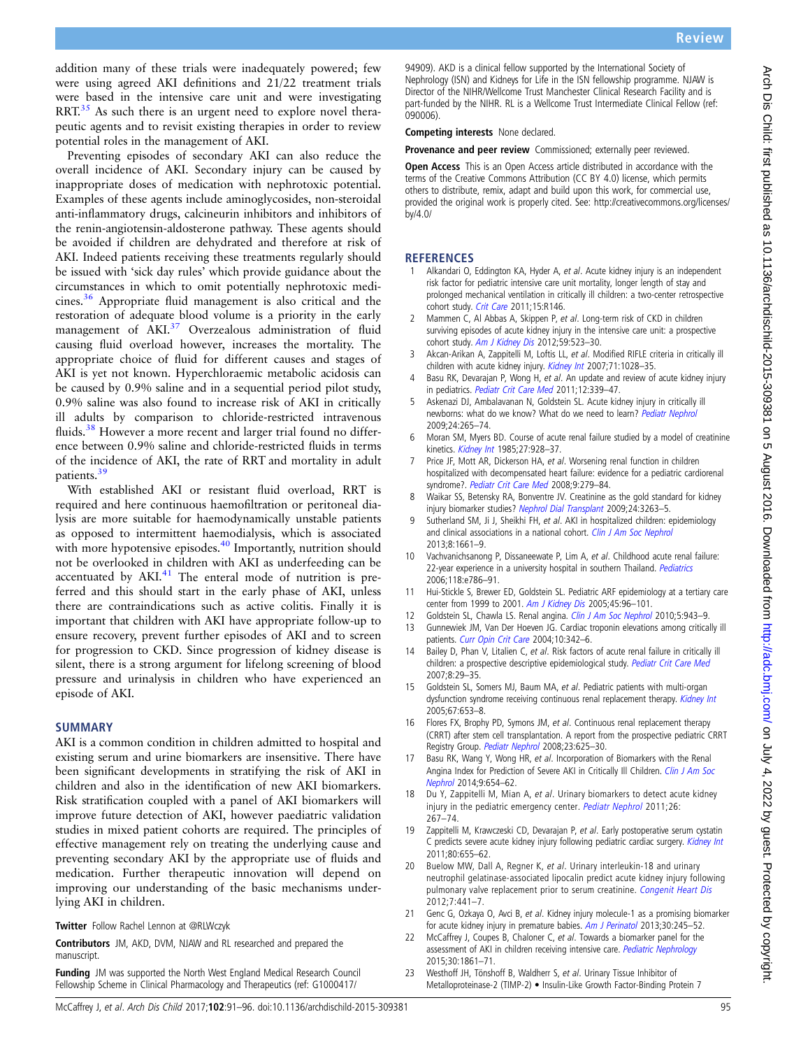addition many of these trials were inadequately powered; few were using agreed AKI definitions and 21/22 treatment trials were based in the intensive care unit and were investigating RRT.[35] As such there is an urgent need to explore novel therapeutic agents and to revisit existing therapies in order to review potential roles in the management of AKI.

Preventing episodes of secondary AKI can also reduce the overall incidence of AKI. Secondary injury can be caused by inappropriate doses of medication with nephrotoxic potential. Examples of these agents include aminoglycosides, non-steroidal anti-inflammatory drugs, calcineurin inhibitors and inhibitors of the renin-angiotensin-aldosterone pathway. These agents should be avoided if children are dehydrated and therefore at risk of AKI. Indeed patients receiving these treatments regularly should be issued with 'sick day rules' which provide guidance about the circumstances in which to omit potentially nephrotoxic medicines.[36] Appropriate fluid management is also critical and the restoration of adequate blood volume is a priority in the early management of AKI.[37] Overzealous administration of fluid causing fluid overload however, increases the mortality. The appropriate choice of fluid for different causes and stages of AKI is yet not known. Hyperchloraemic metabolic acidosis can be caused by 0.9% saline and in a sequential period pilot study, 0.9% saline was also found to increase risk of AKI in critically ill adults by comparison to chloride-restricted intravenous fluids.[38] However a more recent and larger trial found no difference between 0.9% saline and chloride-restricted fluids in terms of the incidence of AKI, the rate of RRT and mortality in adult patients.[39]

With established AKI or resistant fluid overload, RRT is required and here continuous haemofiltration or peritoneal dialysis are more suitable for haemodynamically unstable patients as opposed to intermittent haemodialysis, which is associated with more hypotensive episodes.[40] Importantly, nutrition should not be overlooked in children with AKI as underfeeding can be accentuated by AKI.[41] The enteral mode of nutrition is preferred and this should start in the early phase of AKI, unless there are contraindications such as active colitis. Finally it is important that children with AKI have appropriate follow-up to ensure recovery, prevent further episodes of AKI and to screen for progression to CKD. Since progression of kidney disease is silent, there is a strong argument for lifelong screening of blood pressure and urinalysis in children who have experienced an episode of AKI.

## SUMMARY

AKI is a common condition in children admitted to hospital and existing serum and urine biomarkers are insensitive. There have been significant developments in stratifying the risk of AKI in children and also in the identification of new AKI biomarkers. Risk stratification coupled with a panel of AKI biomarkers will improve future detection of AKI, however paediatric validation studies in mixed patient cohorts are required. The principles of effective management rely on treating the underlying cause and preventing secondary AKI by the appropriate use of fluids and medication. Further therapeutic innovation will depend on improving our understanding of the basic mechanisms underlying AKI in children.

**Twitter** Follow Rachel Lennon at @RLWczyk

**Contributors** JM, AKD, DVM, NJAW and RL researched and prepared the manuscript.

**Funding** JM was supported the North West England Medical Research Council Fellowship Scheme in Clinical Pharmacology and Therapeutics (ref: G1000417/94909). AKD is a clinical fellow supported by the International Society of Nephrology (ISN) and Kidneys for Life in the ISN fellowship programme. NJAW is Director of the NIHR/Wellcome Trust Manchester Clinical Research Facility and is part-funded by the NIHR. RL is a Wellcome Trust Intermediate Clinical Fellow (ref: 090006).

**Competing interests** None declared.

**Provenance and peer review** Commissioned; externally peer reviewed.

**Open Access** This is an Open Access article distributed in accordance with the terms of the Creative Commons Attribution (CC BY 4.0) license, which permits others to distribute, remix, adapt and build upon this work, for commercial use, provided the original work is properly cited. See: http://creativecommons.org/licenses/by/4.0/

## REFERENCES

1. Alkandari O, Eddington KA, Hyder A, *et al*. Acute kidney injury is an independent risk factor for pediatric intensive care unit mortality, longer length of stay and prolonged mechanical ventilation in critically ill children: a two-center retrospective cohort study. *Crit Care* 2011;15:R146.
2. Mammen C, Al Abbas A, Skippen P, *et al*. Long-term risk of CKD in children surviving episodes of acute kidney injury in the intensive care unit: a prospective cohort study. *Am J Kidney Dis* 2012;59:523–30.
3. Akcan-Arikan A, Zappitelli M, Loftis LL, *et al*. Modified RIFLE criteria in critically ill children with acute kidney injury. *Kidney Int* 2007;71:1028–35.
4. Basu RK, Devarajan P, Wong H, *et al*. An update and review of acute kidney injury in pediatrics. *Pediatr Crit Care Med* 2011;12:339–47.
5. Askenazi DJ, Ambalavanan N, Goldstein SL. Acute kidney injury in critically ill newborns: what do we know? What do we need to learn? *Pediatr Nephrol* 2009;24:265–74.
6. Moran SM, Myers BD. Course of acute renal failure studied by a model of creatinine kinetics. *Kidney Int* 1985;27:928–37.
7. Price JF, Mott AR, Dickerson HA, *et al*. Worsening renal function in children hospitalized with decompensated heart failure: evidence for a pediatric cardiorenal syndrome?. *Pediatr Crit Care Med* 2008;9:279–84.
8. Waikar SS, Betensky RA, Bonventre JV. Creatinine as the gold standard for kidney injury biomarker studies? *Nephrol Dial Transplant* 2009;24:3263–5.
9. Sutherland SM, Ji J, Sheikhi FH, *et al*. AKI in hospitalized children: epidemiology and clinical associations in a national cohort. *Clin J Am Soc Nephrol* 2013;8:1661–9.
10. Vachvanichsanong P, Dissaneewate P, Lim A, *et al*. Childhood acute renal failure: 22-year experience in a university hospital in southern Thailand. *Pediatrics* 2006;118:e786–91.
11. Hui-Stickle S, Brewer ED, Goldstein SL. Pediatric ARF epidemiology at a tertiary care center from 1999 to 2001. *Am J Kidney Dis* 2005;45:96–101.
12. Goldstein SL, Chawla LS. Renal angina. *Clin J Am Soc Nephrol* 2010;5:943–9.
13. Gunnewiek JM, Van Der Hoeven JG. Cardiac troponin elevations among critically ill patients. *Curr Opin Crit Care* 2004;10:342–6.
14. Bailey D, Phan V, Litalien C, *et al*. Risk factors of acute renal failure in critically ill children: a prospective descriptive epidemiological study. *Pediatr Crit Care Med* 2007;8:29–35.
15. Goldstein SL, Somers MJ, Baum MA, *et al*. Pediatric patients with multi-organ dysfunction syndrome receiving continuous renal replacement therapy. *Kidney Int* 2005;67:653–8.
16. Flores FX, Brophy PD, Symons JM, *et al*. Continuous renal replacement therapy (CRRT) after stem cell transplantation. A report from the prospective pediatric CRRT Registry Group. *Pediatr Nephrol* 2008;23:625–30.
17. Basu RK, Wang Y, Wong HR, *et al*. Incorporation of Biomarkers with the Renal Angina Index for Prediction of Severe AKI in Critically Ill Children. *Clin J Am Soc Nephrol* 2014;9:654–62.
18. Du Y, Zappitelli M, Mian A, *et al*. Urinary biomarkers to detect acute kidney injury in the pediatric emergency center. *Pediatr Nephrol* 2011;26:267–74.
19. Zappitelli M, Krawczeski CD, Devarajan P, *et al*. Early postoperative serum cystatin C predicts severe acute kidney injury following pediatric cardiac surgery. *Kidney Int* 2011;80:655–62.
20. Buelow MW, Dall A, Regner K, *et al*. Urinary interleukin-18 and urinary neutrophil gelatinase-associated lipocalin predict acute kidney injury following pulmonary valve replacement prior to serum creatinine. *Congenit Heart Dis* 2012;7:441–7.
21. Genc G, Ozkaya O, Avci B, *et al*. Kidney injury molecule-1 as a promising biomarker for acute kidney injury in premature babies. *Am J Perinatol* 2013;30:245–52.
22. McCaffrey J, Coupes B, Chaloner C, *et al*. Towards a biomarker panel for the assessment of AKI in children receiving intensive care. *Pediatric Nephrology* 2015;30:1861–71.
23. Westhoff JH, Tönshoff B, Waldherr S, *et al*. Urinary Tissue Inhibitor of Metalloproteinase-2 (TIMP-2) • Insulin-Like Growth Factor-Binding Protein 7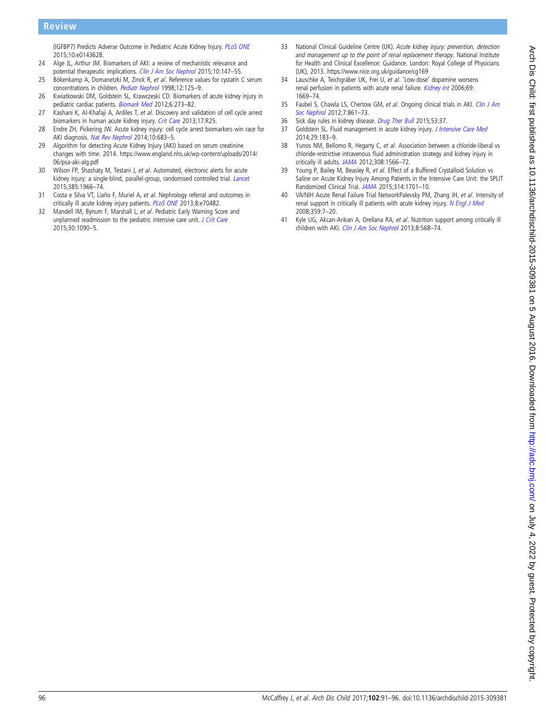(IGFBP7) Predicts Adverse Outcome in Pediatric Acute Kidney Injury. *PLoS ONE* 2015;10:e0143628.

24 Alge JL, Arthur JM. Biomarkers of AKI: a review of mechanistic relevance and potential therapeutic implications. *Clin J Am Soc Nephrol* 2015;10:147–55.

25 Bökenkamp A, Domanetzki M, Zinck R, *et al*. Reference values for cystatin C serum concentrations in children. *Pediatr Nephrol* 1998;12:125–9.

26 Kwiatkowski DM, Goldstein SL, Krawczeski CD. Biomarkers of acute kidney injury in pediatric cardiac patients. *Biomark Med* 2012;6:273–82.

27 Kashani K, Al-Khafaji A, Ardiles T, *et al*. Discovery and validation of cell cycle arrest biomarkers in human acute kidney injury. *Crit Care* 2013;17:R25.

28 Endre ZH, Pickering JW. Acute kidney injury: cell cycle arrest biomarkers win race for AKI diagnosis. *Nat Rev Nephrol* 2014;10:683–5.

29 Algorithm for detecting Acute Kidney Injury (AKI) based on serum creatinine changes with time. 2014. https://www.england.nhs.uk/wp-content/uploads/2014/06/psa-aki-alg.pdf

30 Wilson FP, Shashaty M, Testani J, *et al*. Automated, electronic alerts for acute kidney injury: a single-blind, parallel-group, randomised controlled trial. *Lancet* 2015;385:1966–74.

31 Costa e Silva VT, Liaño F, Muriel A, *et al*. Nephrology referral and outcomes in critically ill acute kidney injury patients. *PLoS ONE* 2013;8:e70482.

32 Mandell IM, Bynum F, Marshall L, *et al*. Pediatric Early Warning Score and unplanned readmission to the pediatric intensive care unit. *J Crit Care* 2015;30:1090–5.

33 National Clinical Guideline Centre (UK). *Acute kidney injury: prevention, detection and management up to the point of renal replacement therapy*. National Institute for Health and Clinical Excellence: Guidance. London: Royal College of Physicians (UK), 2013. https://www.nice.org.uk/guidance/cg169

34 Lauschke A, Teichgräber UK, Frei U, *et al*. 'Low-dose' dopamine worsens renal perfusion in patients with acute renal failure. *Kidney Int* 2006;69:1669–74.

35 Faubel S, Chawla LS, Chertow GM, *et al*. Ongoing clinical trials in AKI. *Clin J Am Soc Nephrol* 2012;7:861–73.

36 Sick day rules in kidney disease. *Drug Ther Bull* 2015;53:37.

37 Goldstein SL. Fluid management in acute kidney injury. *J Intensive Care Med* 2014;29:183–9.

38 Yunos NM, Bellomo R, Hegarty C, *et al*. Association between a chloride-liberal vs chloride-restrictive intravenous fluid administration strategy and kidney injury in critically ill adults. *JAMA* 2012;308:1566–72.

39 Young P, Bailey M, Beasley R, *et al*. Effect of a Buffered Crystalloid Solution vs Saline on Acute Kidney Injury Among Patients in the Intensive Care Unit: the SPLIT Randomized Clinical Trial. *JAMA* 2015;314:1701–10.

40 VA/NIH Acute Renal Failure Trial NetworkPalevsky PM, Zhang JH, *et al*. Intensity of renal support in critically ill patients with acute kidney injury. *N Engl J Med* 2008;359:7–20.

41 Kyle UG, Akcan-Arikan A, Orellana RA, *et al*. Nutrition support among critically ill children with AKI. *Clin J Am Soc Nephrol* 2013;8:568–74.